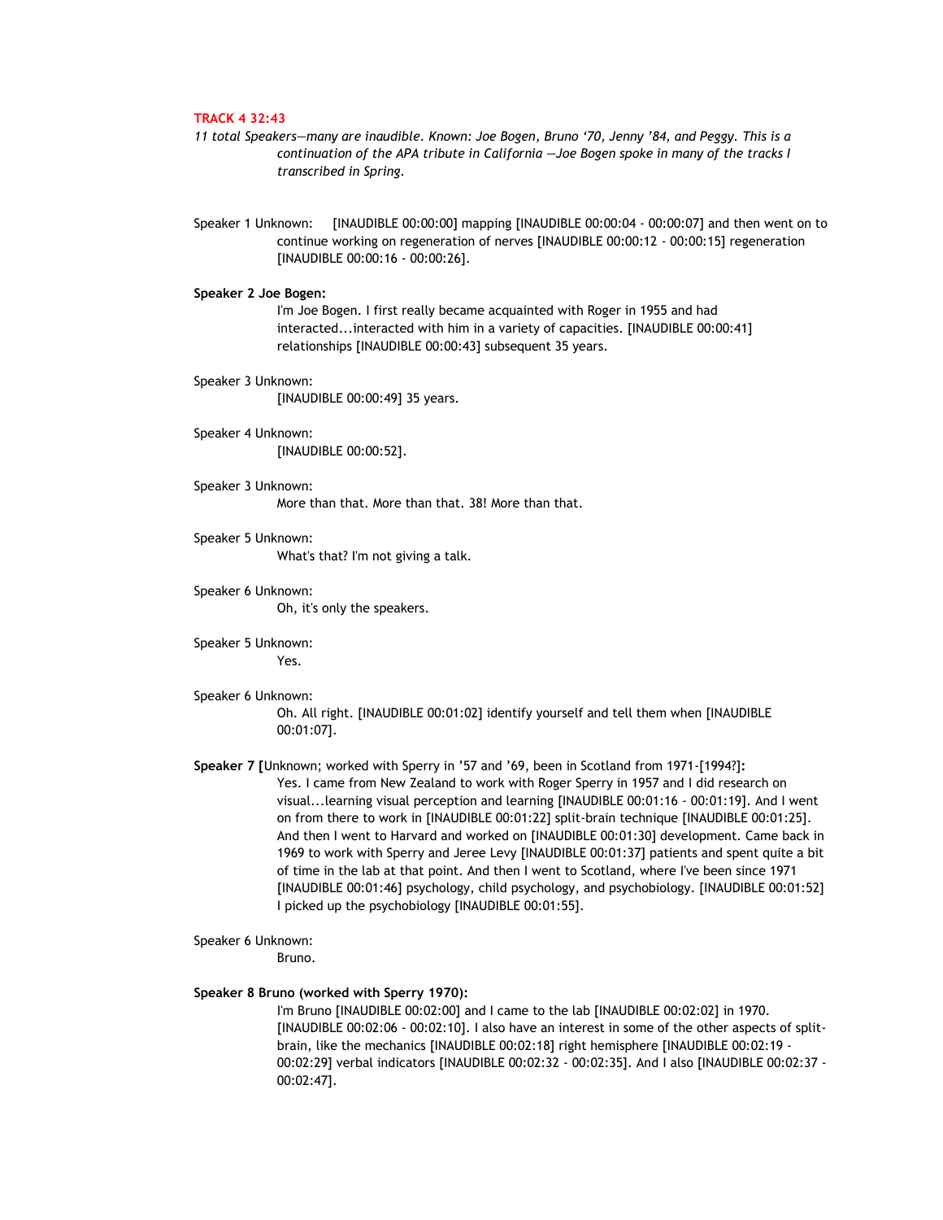**TRACK 4 32:43**

*11 total Speakers—many are inaudible. Known: Joe Bogen, Bruno '70, Jenny '84, and Peggy. This is a continuation of the APA tribute in California —Joe Bogen spoke in many of the tracks I transcribed in Spring.*

Speaker 1 Unknown: [INAUDIBLE 00:00:00] mapping [INAUDIBLE 00:00:04 - 00:00:07] and then went on to continue working on regeneration of nerves [INAUDIBLE 00:00:12 - 00:00:15] regeneration [INAUDIBLE 00:00:16 - 00:00:26].

**Speaker 2 Joe Bogen:**
I'm Joe Bogen. I first really became acquainted with Roger in 1955 and had interacted...interacted with him in a variety of capacities. [INAUDIBLE 00:00:41] relationships [INAUDIBLE 00:00:43] subsequent 35 years.

Speaker 3 Unknown:
[INAUDIBLE 00:00:49] 35 years.

Speaker 4 Unknown:
[INAUDIBLE 00:00:52].

Speaker 3 Unknown:
More than that. More than that. 38! More than that.

Speaker 5 Unknown:
What's that? I'm not giving a talk.

Speaker 6 Unknown:
Oh, it's only the speakers.

Speaker 5 Unknown:
Yes.

Speaker 6 Unknown:
Oh. All right. [INAUDIBLE 00:01:02] identify yourself and tell them when [INAUDIBLE 00:01:07].

**Speaker 7 [**Unknown; worked with Sperry in '57 and '69, been in Scotland from 1971-[1994?]**:**
Yes. I came from New Zealand to work with Roger Sperry in 1957 and I did research on visual...learning visual perception and learning [INAUDIBLE 00:01:16 - 00:01:19]. And I went on from there to work in [INAUDIBLE 00:01:22] split-brain technique [INAUDIBLE 00:01:25]. And then I went to Harvard and worked on [INAUDIBLE 00:01:30] development. Came back in 1969 to work with Sperry and Jeree Levy [INAUDIBLE 00:01:37] patients and spent quite a bit of time in the lab at that point. And then I went to Scotland, where I've been since 1971 [INAUDIBLE 00:01:46] psychology, child psychology, and psychobiology. [INAUDIBLE 00:01:52] I picked up the psychobiology [INAUDIBLE 00:01:55].

Speaker 6 Unknown:
Bruno.

**Speaker 8 Bruno (worked with Sperry 1970):**
I'm Bruno [INAUDIBLE 00:02:00] and I came to the lab [INAUDIBLE 00:02:02] in 1970. [INAUDIBLE 00:02:06 - 00:02:10]. I also have an interest in some of the other aspects of split-brain, like the mechanics [INAUDIBLE 00:02:18] right hemisphere [INAUDIBLE 00:02:19 - 00:02:29] verbal indicators [INAUDIBLE 00:02:32 - 00:02:35]. And I also [INAUDIBLE 00:02:37 - 00:02:47].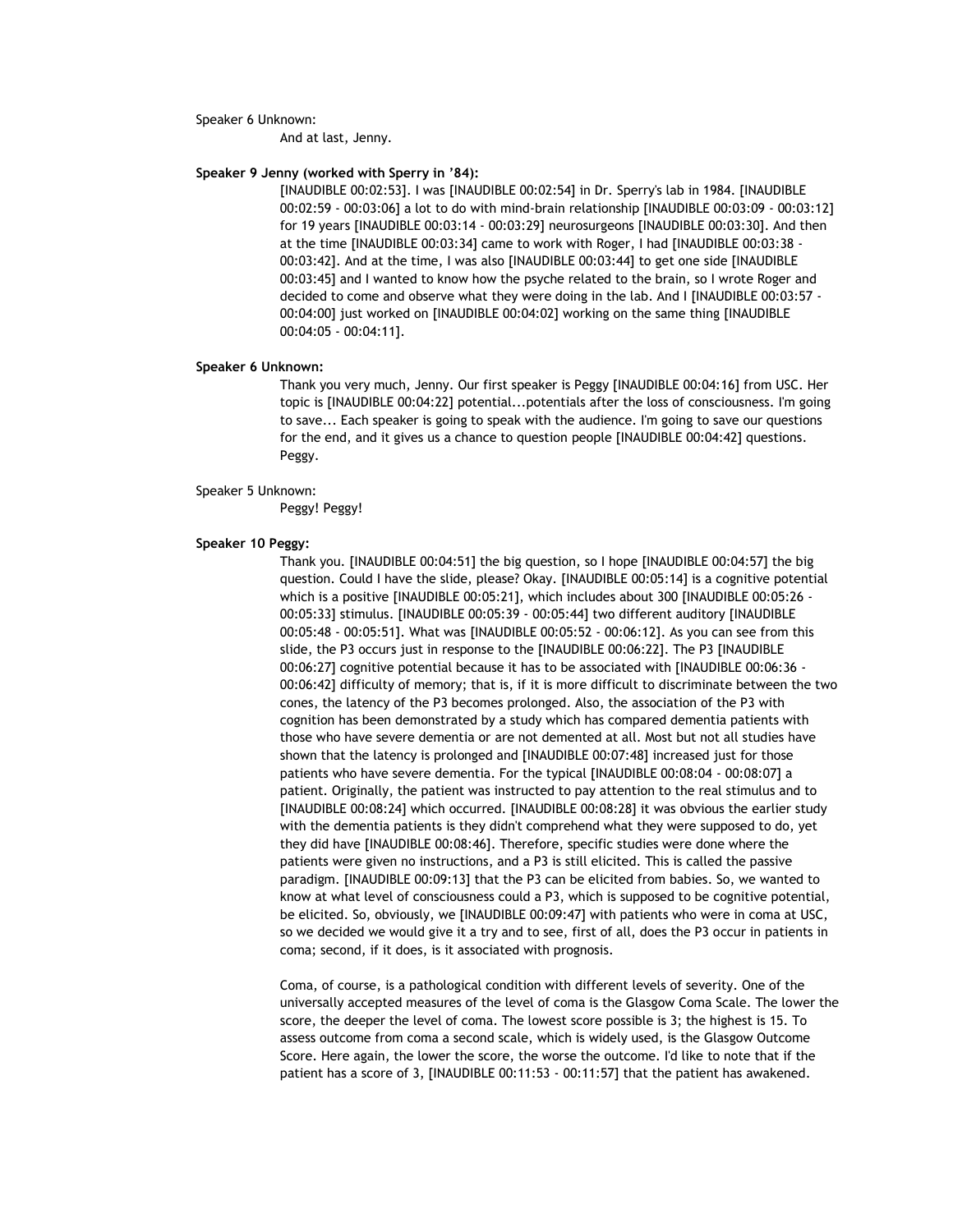Speaker 6 Unknown:

And at last, Jenny.

**Speaker 9 Jenny (worked with Sperry in '84):**

[INAUDIBLE 00:02:53]. I was [INAUDIBLE 00:02:54] in Dr. Sperry's lab in 1984. [INAUDIBLE 00:02:59 - 00:03:06] a lot to do with mind-brain relationship [INAUDIBLE 00:03:09 - 00:03:12] for 19 years [INAUDIBLE 00:03:14 - 00:03:29] neurosurgeons [INAUDIBLE 00:03:30]. And then at the time [INAUDIBLE 00:03:34] came to work with Roger, I had [INAUDIBLE 00:03:38 - 00:03:42]. And at the time, I was also [INAUDIBLE 00:03:44] to get one side [INAUDIBLE 00:03:45] and I wanted to know how the psyche related to the brain, so I wrote Roger and decided to come and observe what they were doing in the lab. And I [INAUDIBLE 00:03:57 - 00:04:00] just worked on [INAUDIBLE 00:04:02] working on the same thing [INAUDIBLE 00:04:05 - 00:04:11].

**Speaker 6 Unknown:**

Thank you very much, Jenny. Our first speaker is Peggy [INAUDIBLE 00:04:16] from USC. Her topic is [INAUDIBLE 00:04:22] potential...potentials after the loss of consciousness. I'm going to save... Each speaker is going to speak with the audience. I'm going to save our questions for the end, and it gives us a chance to question people [INAUDIBLE 00:04:42] questions. Peggy.

Speaker 5 Unknown:

Peggy! Peggy!

**Speaker 10 Peggy:**

Thank you. [INAUDIBLE 00:04:51] the big question, so I hope [INAUDIBLE 00:04:57] the big question. Could I have the slide, please? Okay. [INAUDIBLE 00:05:14] is a cognitive potential which is a positive [INAUDIBLE 00:05:21], which includes about 300 [INAUDIBLE 00:05:26 - 00:05:33] stimulus. [INAUDIBLE 00:05:39 - 00:05:44] two different auditory [INAUDIBLE 00:05:48 - 00:05:51]. What was [INAUDIBLE 00:05:52 - 00:06:12]. As you can see from this slide, the P3 occurs just in response to the [INAUDIBLE 00:06:22]. The P3 [INAUDIBLE 00:06:27] cognitive potential because it has to be associated with [INAUDIBLE 00:06:36 - 00:06:42] difficulty of memory; that is, if it is more difficult to discriminate between the two cones, the latency of the P3 becomes prolonged. Also, the association of the P3 with cognition has been demonstrated by a study which has compared dementia patients with those who have severe dementia or are not demented at all. Most but not all studies have shown that the latency is prolonged and [INAUDIBLE 00:07:48] increased just for those patients who have severe dementia. For the typical [INAUDIBLE 00:08:04 - 00:08:07] a patient. Originally, the patient was instructed to pay attention to the real stimulus and to [INAUDIBLE 00:08:24] which occurred. [INAUDIBLE 00:08:28] it was obvious the earlier study with the dementia patients is they didn't comprehend what they were supposed to do, yet they did have [INAUDIBLE 00:08:46]. Therefore, specific studies were done where the patients were given no instructions, and a P3 is still elicited. This is called the passive paradigm. [INAUDIBLE 00:09:13] that the P3 can be elicited from babies. So, we wanted to know at what level of consciousness could a P3, which is supposed to be cognitive potential, be elicited. So, obviously, we [INAUDIBLE 00:09:47] with patients who were in coma at USC, so we decided we would give it a try and to see, first of all, does the P3 occur in patients in coma; second, if it does, is it associated with prognosis.

Coma, of course, is a pathological condition with different levels of severity. One of the universally accepted measures of the level of coma is the Glasgow Coma Scale. The lower the score, the deeper the level of coma. The lowest score possible is 3; the highest is 15. To assess outcome from coma a second scale, which is widely used, is the Glasgow Outcome Score. Here again, the lower the score, the worse the outcome. I'd like to note that if the patient has a score of 3, [INAUDIBLE 00:11:53 - 00:11:57] that the patient has awakened.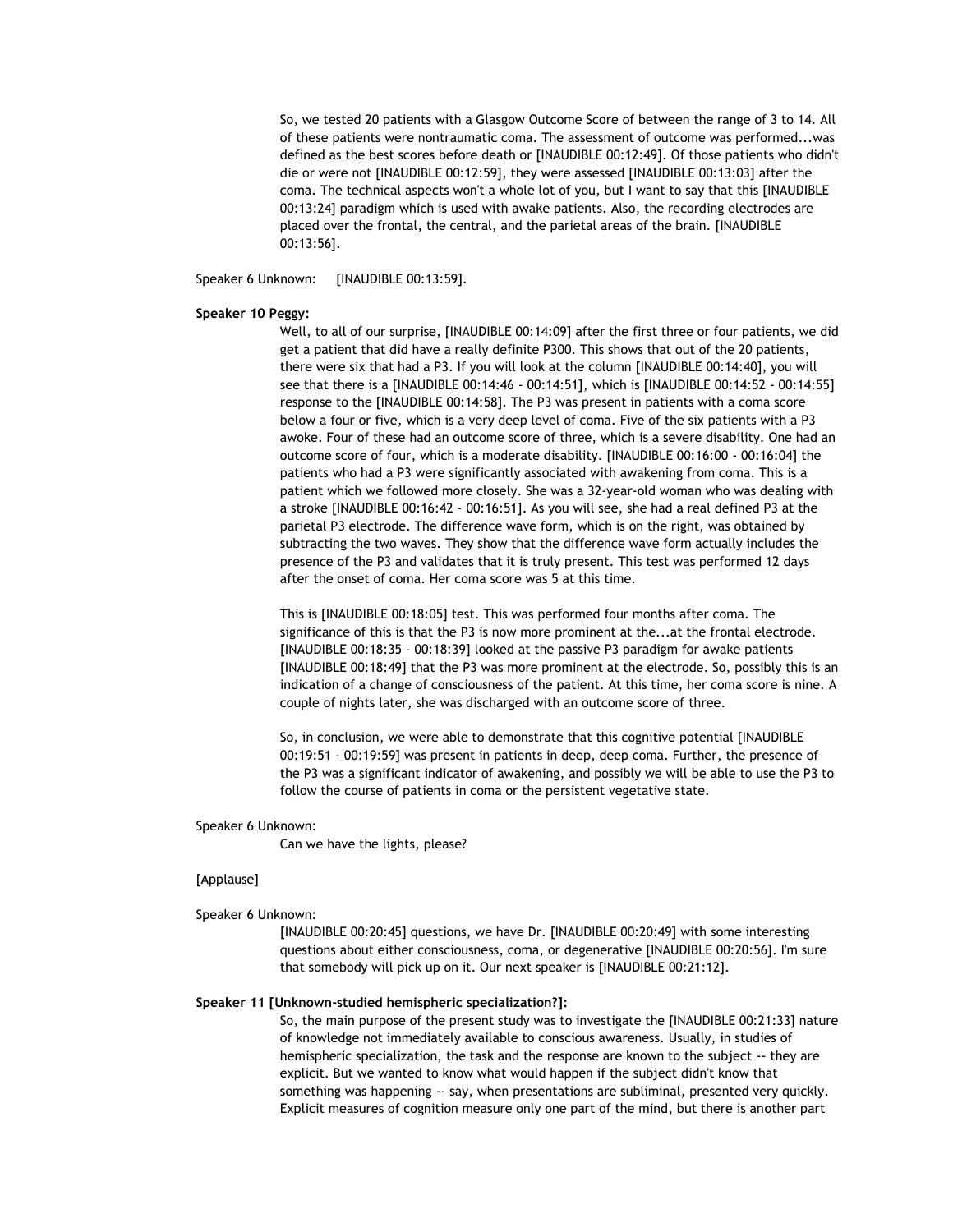So, we tested 20 patients with a Glasgow Outcome Score of between the range of 3 to 14. All of these patients were nontraumatic coma. The assessment of outcome was performed...was defined as the best scores before death or [INAUDIBLE 00:12:49]. Of those patients who didn't die or were not [INAUDIBLE 00:12:59], they were assessed [INAUDIBLE 00:13:03] after the coma. The technical aspects won't a whole lot of you, but I want to say that this [INAUDIBLE 00:13:24] paradigm which is used with awake patients. Also, the recording electrodes are placed over the frontal, the central, and the parietal areas of the brain. [INAUDIBLE 00:13:56].

Speaker 6 Unknown: [INAUDIBLE 00:13:59].

**Speaker 10 Peggy:**

Well, to all of our surprise, [INAUDIBLE 00:14:09] after the first three or four patients, we did get a patient that did have a really definite P300. This shows that out of the 20 patients, there were six that had a P3. If you will look at the column [INAUDIBLE 00:14:40], you will see that there is a [INAUDIBLE 00:14:46 - 00:14:51], which is [INAUDIBLE 00:14:52 - 00:14:55] response to the [INAUDIBLE 00:14:58]. The P3 was present in patients with a coma score below a four or five, which is a very deep level of coma. Five of the six patients with a P3 awoke. Four of these had an outcome score of three, which is a severe disability. One had an outcome score of four, which is a moderate disability. [INAUDIBLE 00:16:00 - 00:16:04] the patients who had a P3 were significantly associated with awakening from coma. This is a patient which we followed more closely. She was a 32-year-old woman who was dealing with a stroke [INAUDIBLE 00:16:42 - 00:16:51]. As you will see, she had a real defined P3 at the parietal P3 electrode. The difference wave form, which is on the right, was obtained by subtracting the two waves. They show that the difference wave form actually includes the presence of the P3 and validates that it is truly present. This test was performed 12 days after the onset of coma. Her coma score was 5 at this time.

This is [INAUDIBLE 00:18:05] test. This was performed four months after coma. The significance of this is that the P3 is now more prominent at the...at the frontal electrode. [INAUDIBLE 00:18:35 - 00:18:39] looked at the passive P3 paradigm for awake patients [INAUDIBLE 00:18:49] that the P3 was more prominent at the electrode. So, possibly this is an indication of a change of consciousness of the patient. At this time, her coma score is nine. A couple of nights later, she was discharged with an outcome score of three.

So, in conclusion, we were able to demonstrate that this cognitive potential [INAUDIBLE 00:19:51 - 00:19:59] was present in patients in deep, deep coma. Further, the presence of the P3 was a significant indicator of awakening, and possibly we will be able to use the P3 to follow the course of patients in coma or the persistent vegetative state.

Speaker 6 Unknown:

Can we have the lights, please?

[Applause]

Speaker 6 Unknown:

[INAUDIBLE 00:20:45] questions, we have Dr. [INAUDIBLE 00:20:49] with some interesting questions about either consciousness, coma, or degenerative [INAUDIBLE 00:20:56]. I'm sure that somebody will pick up on it. Our next speaker is [INAUDIBLE 00:21:12].

**Speaker 11 [Unknown-studied hemispheric specialization?]:**

So, the main purpose of the present study was to investigate the [INAUDIBLE 00:21:33] nature of knowledge not immediately available to conscious awareness. Usually, in studies of hemispheric specialization, the task and the response are known to the subject -- they are explicit. But we wanted to know what would happen if the subject didn't know that something was happening -- say, when presentations are subliminal, presented very quickly. Explicit measures of cognition measure only one part of the mind, but there is another part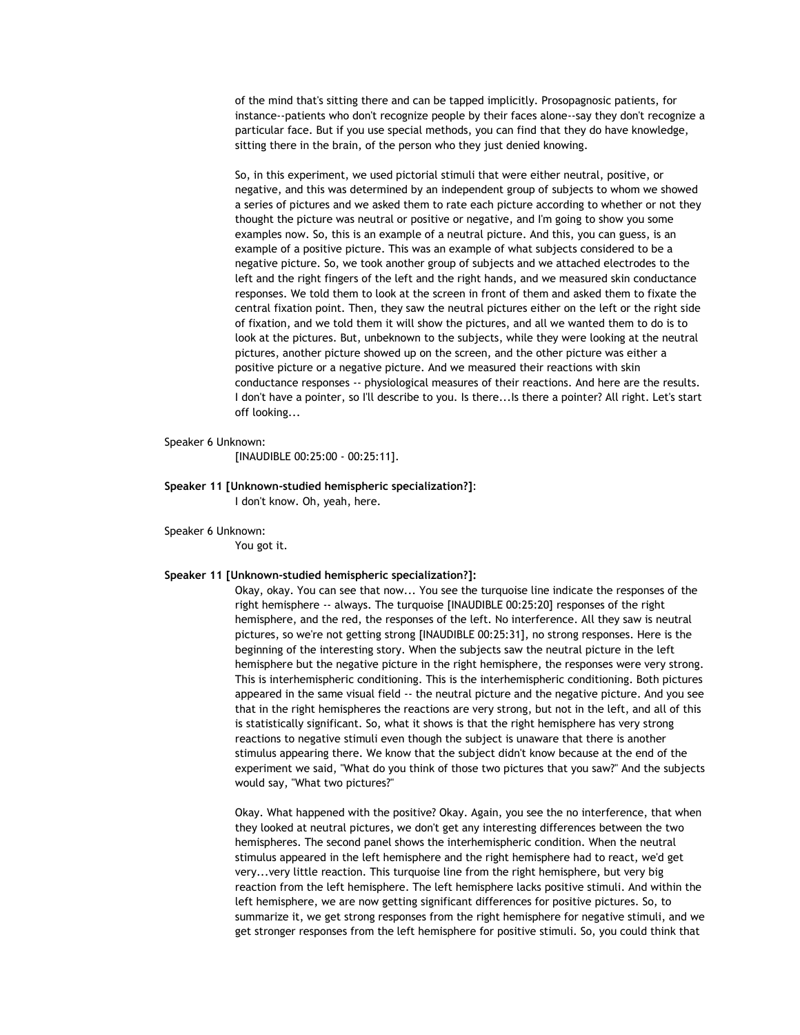of the mind that's sitting there and can be tapped implicitly. Prosopagnosic patients, for instance--patients who don't recognize people by their faces alone--say they don't recognize a particular face. But if you use special methods, you can find that they do have knowledge, sitting there in the brain, of the person who they just denied knowing.

So, in this experiment, we used pictorial stimuli that were either neutral, positive, or negative, and this was determined by an independent group of subjects to whom we showed a series of pictures and we asked them to rate each picture according to whether or not they thought the picture was neutral or positive or negative, and I'm going to show you some examples now. So, this is an example of a neutral picture. And this, you can guess, is an example of a positive picture. This was an example of what subjects considered to be a negative picture. So, we took another group of subjects and we attached electrodes to the left and the right fingers of the left and the right hands, and we measured skin conductance responses. We told them to look at the screen in front of them and asked them to fixate the central fixation point. Then, they saw the neutral pictures either on the left or the right side of fixation, and we told them it will show the pictures, and all we wanted them to do is to look at the pictures. But, unbeknown to the subjects, while they were looking at the neutral pictures, another picture showed up on the screen, and the other picture was either a positive picture or a negative picture. And we measured their reactions with skin conductance responses -- physiological measures of their reactions. And here are the results. I don't have a pointer, so I'll describe to you. Is there...Is there a pointer? All right. Let's start off looking...

Speaker 6 Unknown:

[INAUDIBLE 00:25:00 - 00:25:11].

**Speaker 11 [Unknown-studied hemispheric specialization?]**:

I don't know. Oh, yeah, here.

Speaker 6 Unknown:

You got it.

**Speaker 11 [Unknown-studied hemispheric specialization?]:**

Okay, okay. You can see that now... You see the turquoise line indicate the responses of the right hemisphere -- always. The turquoise [INAUDIBLE 00:25:20] responses of the right hemisphere, and the red, the responses of the left. No interference. All they saw is neutral pictures, so we're not getting strong [INAUDIBLE 00:25:31], no strong responses. Here is the beginning of the interesting story. When the subjects saw the neutral picture in the left hemisphere but the negative picture in the right hemisphere, the responses were very strong. This is interhemispheric conditioning. This is the interhemispheric conditioning. Both pictures appeared in the same visual field -- the neutral picture and the negative picture. And you see that in the right hemispheres the reactions are very strong, but not in the left, and all of this is statistically significant. So, what it shows is that the right hemisphere has very strong reactions to negative stimuli even though the subject is unaware that there is another stimulus appearing there. We know that the subject didn't know because at the end of the experiment we said, "What do you think of those two pictures that you saw?" And the subjects would say, "What two pictures?"

Okay. What happened with the positive? Okay. Again, you see the no interference, that when they looked at neutral pictures, we don't get any interesting differences between the two hemispheres. The second panel shows the interhemispheric condition. When the neutral stimulus appeared in the left hemisphere and the right hemisphere had to react, we'd get very...very little reaction. This turquoise line from the right hemisphere, but very big reaction from the left hemisphere. The left hemisphere lacks positive stimuli. And within the left hemisphere, we are now getting significant differences for positive pictures. So, to summarize it, we get strong responses from the right hemisphere for negative stimuli, and we get stronger responses from the left hemisphere for positive stimuli. So, you could think that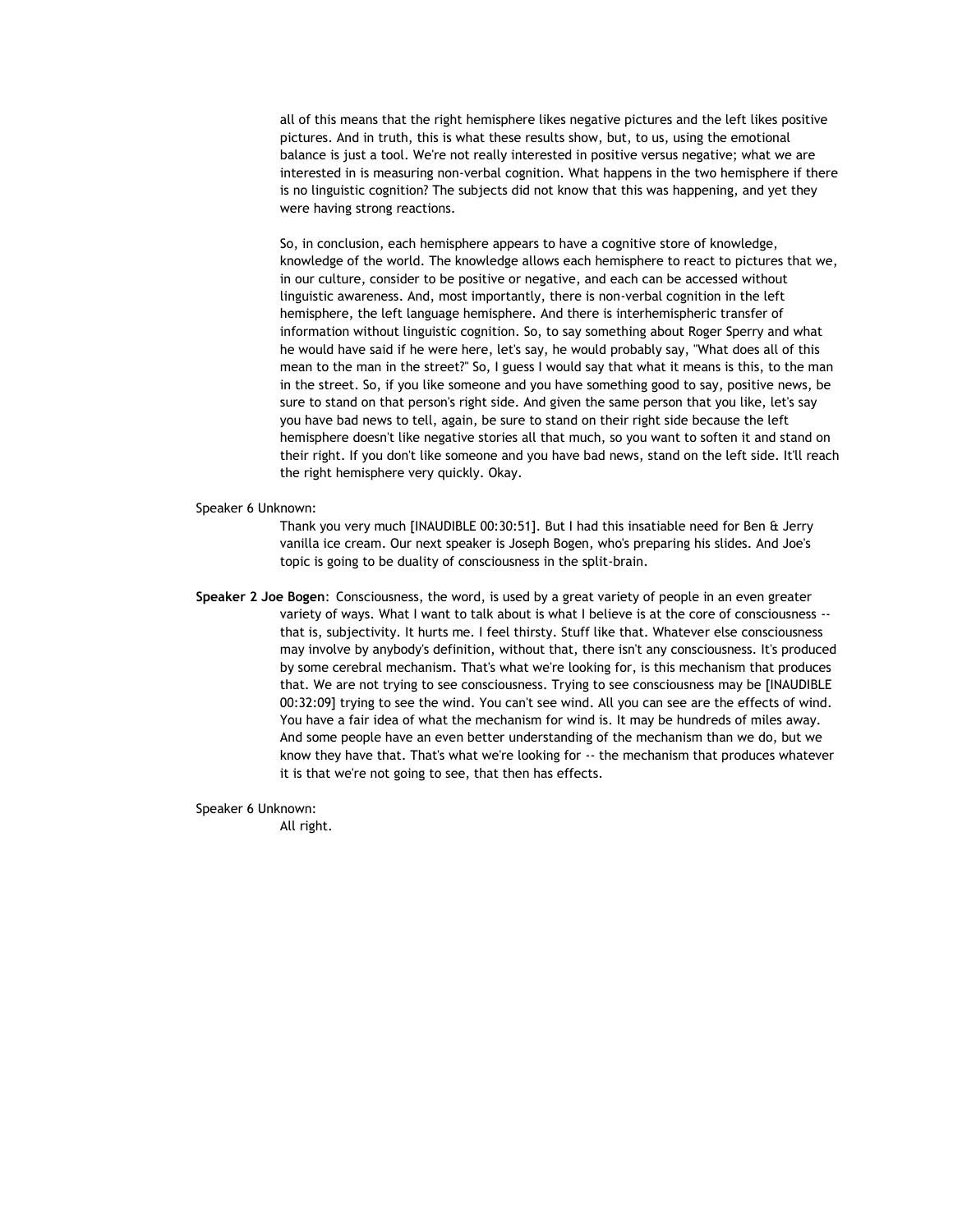all of this means that the right hemisphere likes negative pictures and the left likes positive pictures. And in truth, this is what these results show, but, to us, using the emotional balance is just a tool. We're not really interested in positive versus negative; what we are interested in is measuring non-verbal cognition. What happens in the two hemisphere if there is no linguistic cognition? The subjects did not know that this was happening, and yet they were having strong reactions.

So, in conclusion, each hemisphere appears to have a cognitive store of knowledge, knowledge of the world. The knowledge allows each hemisphere to react to pictures that we, in our culture, consider to be positive or negative, and each can be accessed without linguistic awareness. And, most importantly, there is non-verbal cognition in the left hemisphere, the left language hemisphere. And there is interhemispheric transfer of information without linguistic cognition. So, to say something about Roger Sperry and what he would have said if he were here, let's say, he would probably say, "What does all of this mean to the man in the street?" So, I guess I would say that what it means is this, to the man in the street. So, if you like someone and you have something good to say, positive news, be sure to stand on that person's right side. And given the same person that you like, let's say you have bad news to tell, again, be sure to stand on their right side because the left hemisphere doesn't like negative stories all that much, so you want to soften it and stand on their right. If you don't like someone and you have bad news, stand on the left side. It'll reach the right hemisphere very quickly. Okay.

Speaker 6 Unknown:

Thank you very much [INAUDIBLE 00:30:51]. But I had this insatiable need for Ben & Jerry vanilla ice cream. Our next speaker is Joseph Bogen, who's preparing his slides. And Joe's topic is going to be duality of consciousness in the split-brain.

**Speaker 2 Joe Bogen**: Consciousness, the word, is used by a great variety of people in an even greater variety of ways. What I want to talk about is what I believe is at the core of consciousness -- that is, subjectivity. It hurts me. I feel thirsty. Stuff like that. Whatever else consciousness may involve by anybody's definition, without that, there isn't any consciousness. It's produced by some cerebral mechanism. That's what we're looking for, is this mechanism that produces that. We are not trying to see consciousness. Trying to see consciousness may be [INAUDIBLE 00:32:09] trying to see the wind. You can't see wind. All you can see are the effects of wind. You have a fair idea of what the mechanism for wind is. It may be hundreds of miles away. And some people have an even better understanding of the mechanism than we do, but we know they have that. That's what we're looking for -- the mechanism that produces whatever it is that we're not going to see, that then has effects.

Speaker 6 Unknown:

All right.